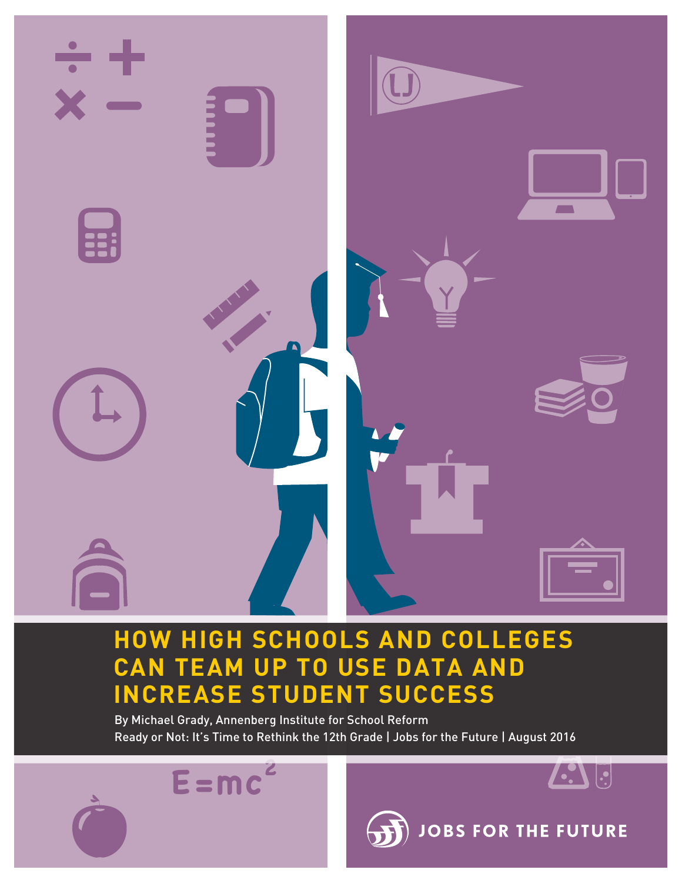# HOW HIGH SCHOOLS AND COLLEGES CAN TEAM UP TO USE DATA AND INCREASE STUDENT SUCCESS

By Michael Grady, Annenberg Institute for School Reform

Ready or Not: It's Time to Rethink the 12th Grade | Jobs for the Future | August 2016

JOBS FOR THE FUTURE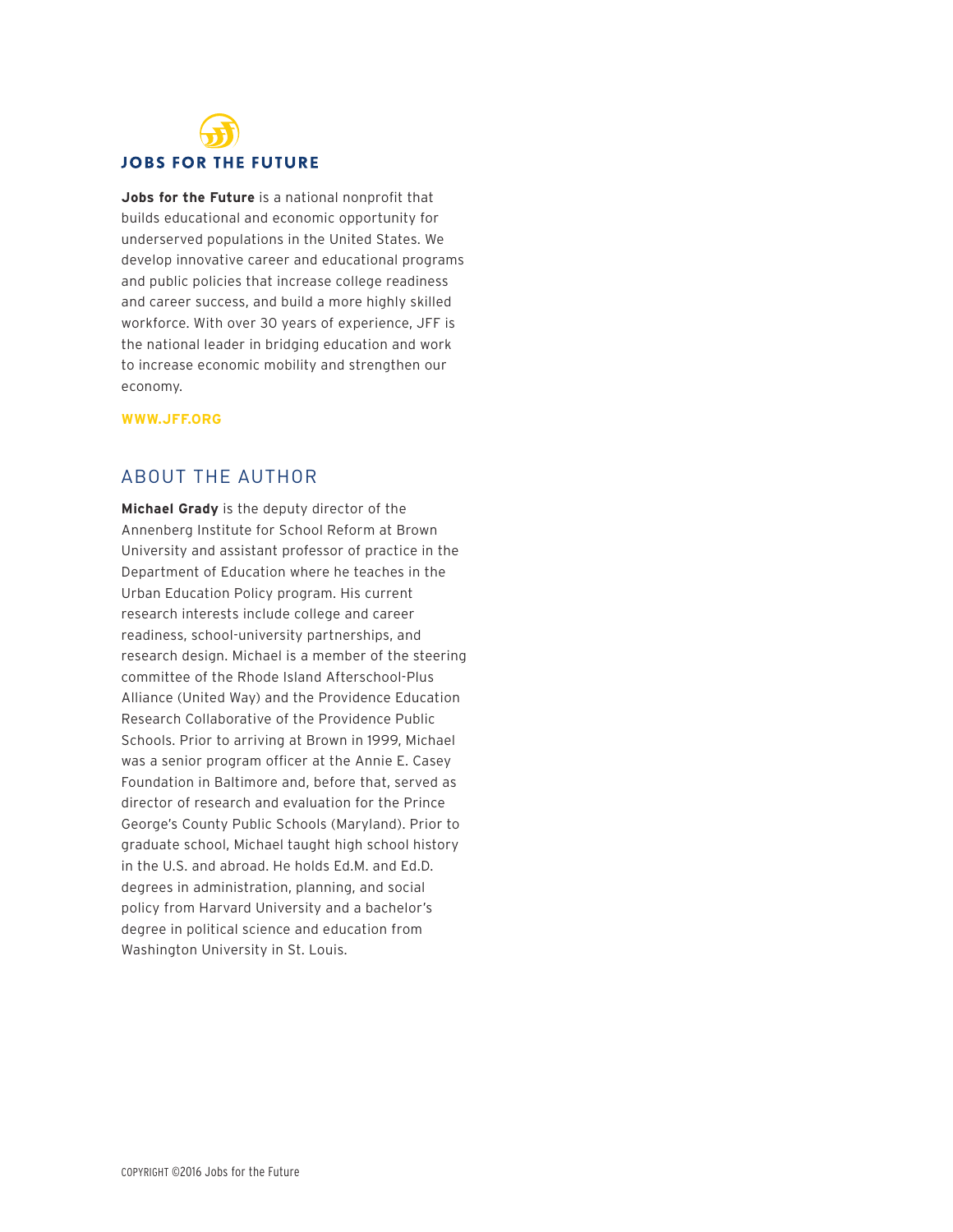## JOBS FOR THE FUTURE

**Jobs for the Future** is a national nonprofit that builds educational and economic opportunity for underserved populations in the United States. We develop innovative career and educational programs and public policies that increase college readiness and career success, and build a more highly skilled workforce. With over 30 years of experience, JFF is the national leader in bridging education and work to increase economic mobility and strengthen our economy.

**WWW.JFF.ORG**

## ABOUT THE AUTHOR

**Michael Grady** is the deputy director of the Annenberg Institute for School Reform at Brown University and assistant professor of practice in the Department of Education where he teaches in the Urban Education Policy program. His current research interests include college and career readiness, school-university partnerships, and research design. Michael is a member of the steering committee of the Rhode Island Afterschool-Plus Alliance (United Way) and the Providence Education Research Collaborative of the Providence Public Schools. Prior to arriving at Brown in 1999, Michael was a senior program officer at the Annie E. Casey Foundation in Baltimore and, before that, served as director of research and evaluation for the Prince George's County Public Schools (Maryland). Prior to graduate school, Michael taught high school history in the U.S. and abroad. He holds Ed.M. and Ed.D. degrees in administration, planning, and social policy from Harvard University and a bachelor's degree in political science and education from Washington University in St. Louis.

COPYRIGHT ©2016 Jobs for the Future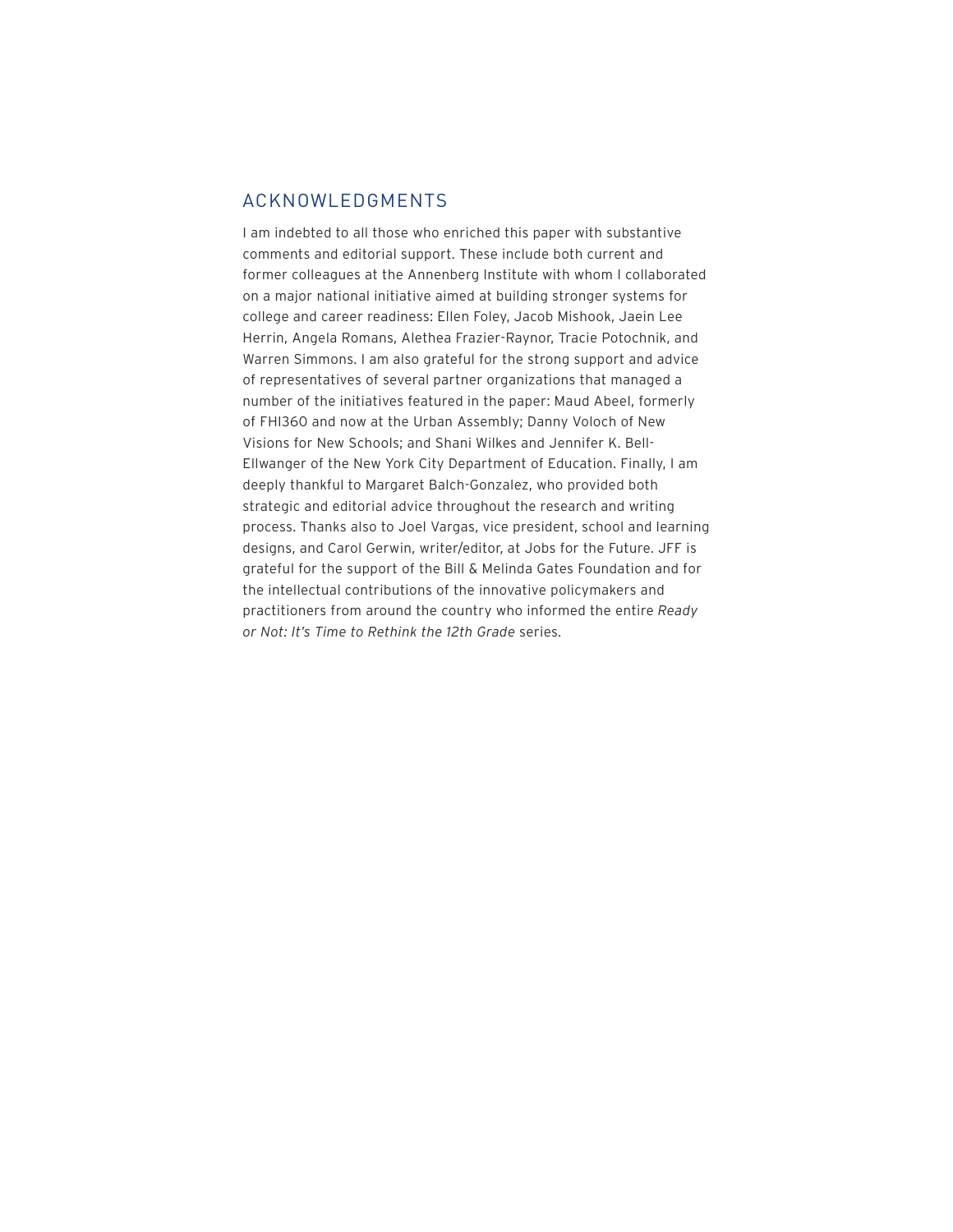## ACKNOWLEDGMENTS

I am indebted to all those who enriched this paper with substantive comments and editorial support. These include both current and former colleagues at the Annenberg Institute with whom I collaborated on a major national initiative aimed at building stronger systems for college and career readiness: Ellen Foley, Jacob Mishook, Jaein Lee Herrin, Angela Romans, Alethea Frazier-Raynor, Tracie Potochnik, and Warren Simmons. I am also grateful for the strong support and advice of representatives of several partner organizations that managed a number of the initiatives featured in the paper: Maud Abeel, formerly of FHI360 and now at the Urban Assembly; Danny Voloch of New Visions for New Schools; and Shani Wilkes and Jennifer K. Bell-Ellwanger of the New York City Department of Education. Finally, I am deeply thankful to Margaret Balch-Gonzalez, who provided both strategic and editorial advice throughout the research and writing process. Thanks also to Joel Vargas, vice president, school and learning designs, and Carol Gerwin, writer/editor, at Jobs for the Future. JFF is grateful for the support of the Bill & Melinda Gates Foundation and for the intellectual contributions of the innovative policymakers and practitioners from around the country who informed the entire *Ready or Not: It's Time to Rethink the 12th Grade* series.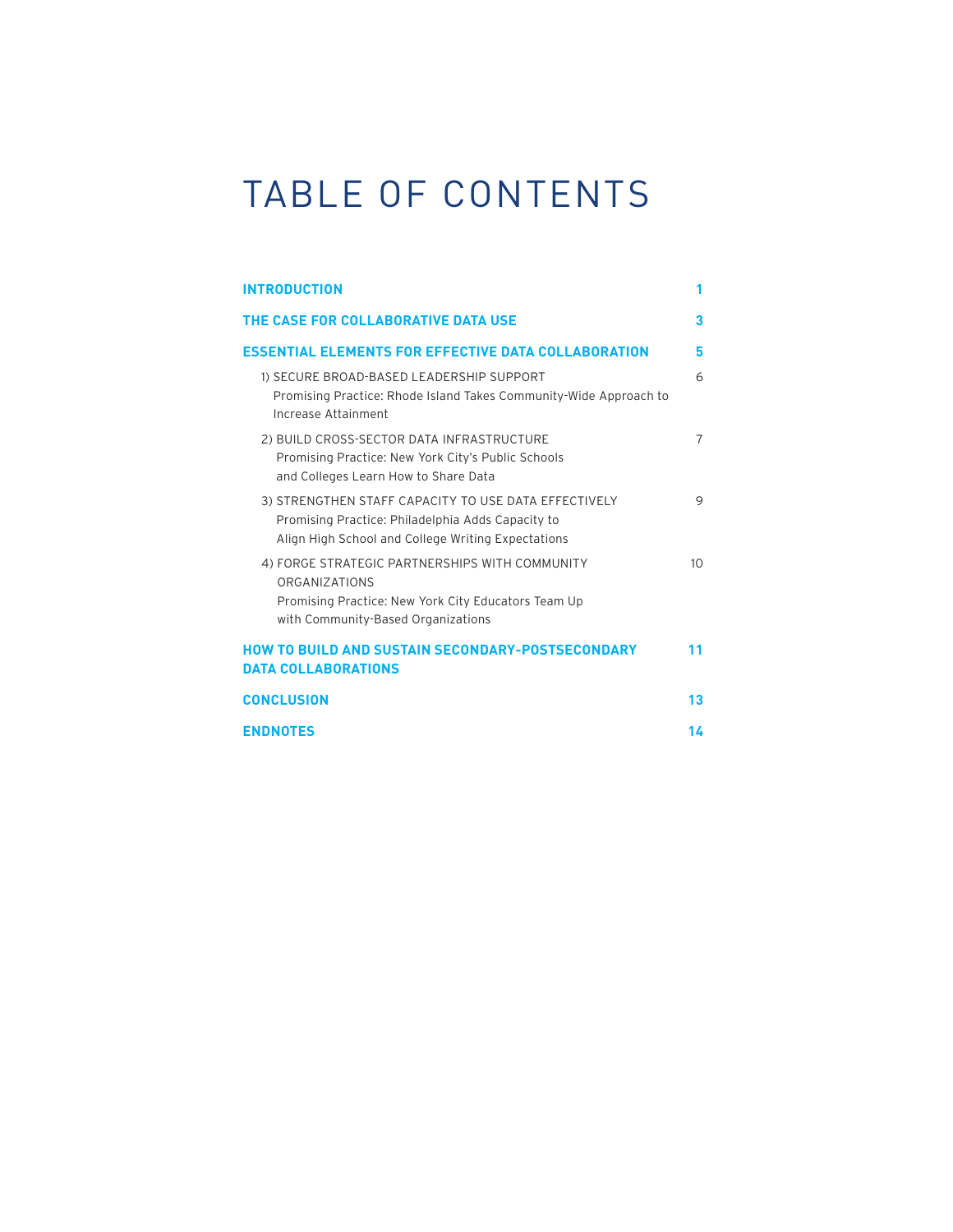# TABLE OF CONTENTS

| | |
|---|---|
| **INTRODUCTION** | **1** |
| **THE CASE FOR COLLABORATIVE DATA USE** | **3** |
| **ESSENTIAL ELEMENTS FOR EFFECTIVE DATA COLLABORATION** | **5** |
| 1) SECURE BROAD-BASED LEADERSHIP SUPPORT<br>Promising Practice: Rhode Island Takes Community-Wide Approach to Increase Attainment | 6 |
| 2) BUILD CROSS-SECTOR DATA INFRASTRUCTURE<br>Promising Practice: New York City's Public Schools and Colleges Learn How to Share Data | 7 |
| 3) STRENGTHEN STAFF CAPACITY TO USE DATA EFFECTIVELY<br>Promising Practice: Philadelphia Adds Capacity to Align High School and College Writing Expectations | 9 |
| 4) FORGE STRATEGIC PARTNERSHIPS WITH COMMUNITY ORGANIZATIONS<br>Promising Practice: New York City Educators Team Up with Community-Based Organizations | 10 |
| **HOW TO BUILD AND SUSTAIN SECONDARY-POSTSECONDARY DATA COLLABORATIONS** | **11** |
| **CONCLUSION** | **13** |
| **ENDNOTES** | **14** |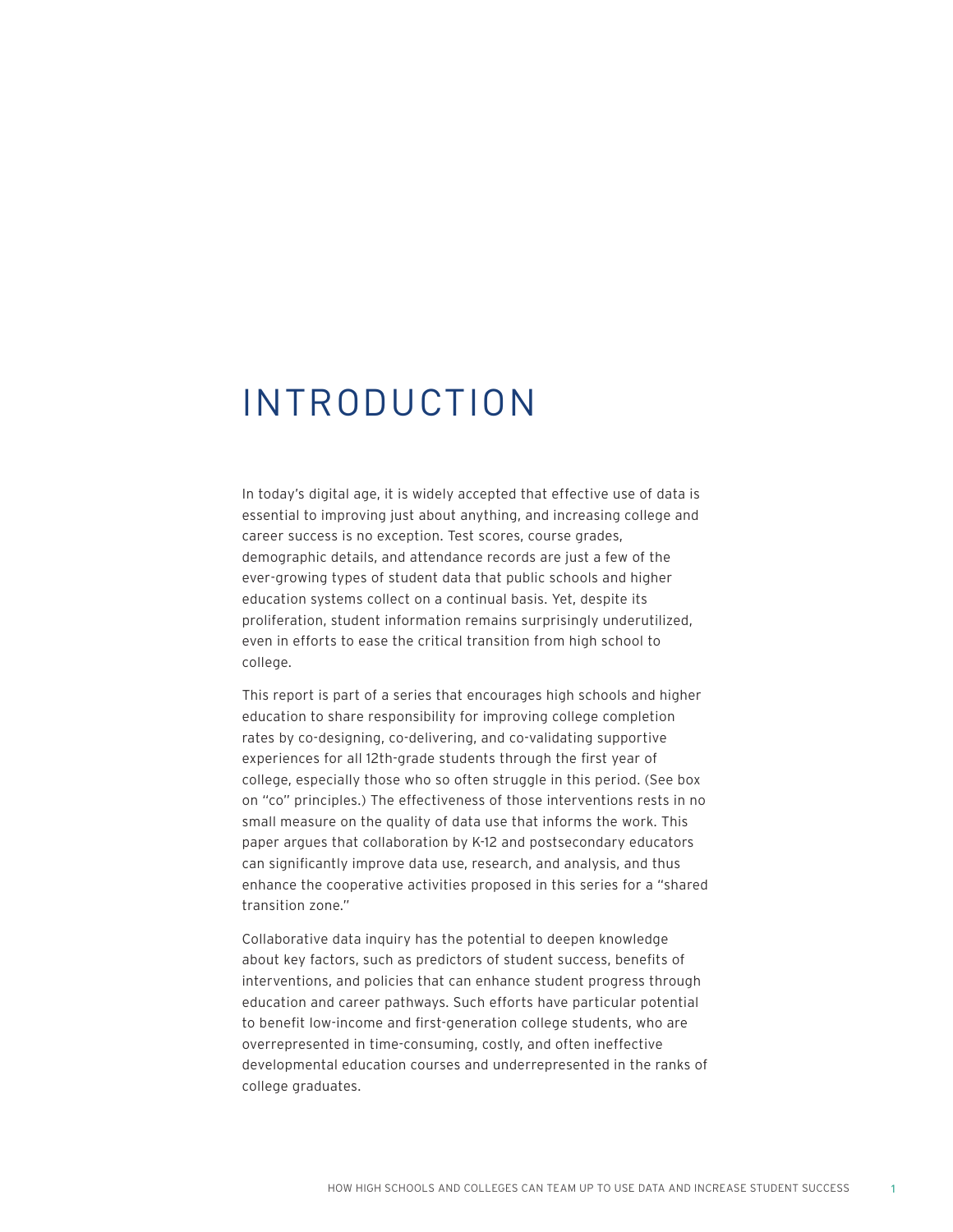# INTRODUCTION

In today's digital age, it is widely accepted that effective use of data is essential to improving just about anything, and increasing college and career success is no exception. Test scores, course grades, demographic details, and attendance records are just a few of the ever-growing types of student data that public schools and higher education systems collect on a continual basis. Yet, despite its proliferation, student information remains surprisingly underutilized, even in efforts to ease the critical transition from high school to college.

This report is part of a series that encourages high schools and higher education to share responsibility for improving college completion rates by co-designing, co-delivering, and co-validating supportive experiences for all 12th-grade students through the first year of college, especially those who so often struggle in this period. (See box on "co" principles.) The effectiveness of those interventions rests in no small measure on the quality of data use that informs the work. This paper argues that collaboration by K-12 and postsecondary educators can significantly improve data use, research, and analysis, and thus enhance the cooperative activities proposed in this series for a "shared transition zone."

Collaborative data inquiry has the potential to deepen knowledge about key factors, such as predictors of student success, benefits of interventions, and policies that can enhance student progress through education and career pathways. Such efforts have particular potential to benefit low-income and first-generation college students, who are overrepresented in time-consuming, costly, and often ineffective developmental education courses and underrepresented in the ranks of college graduates.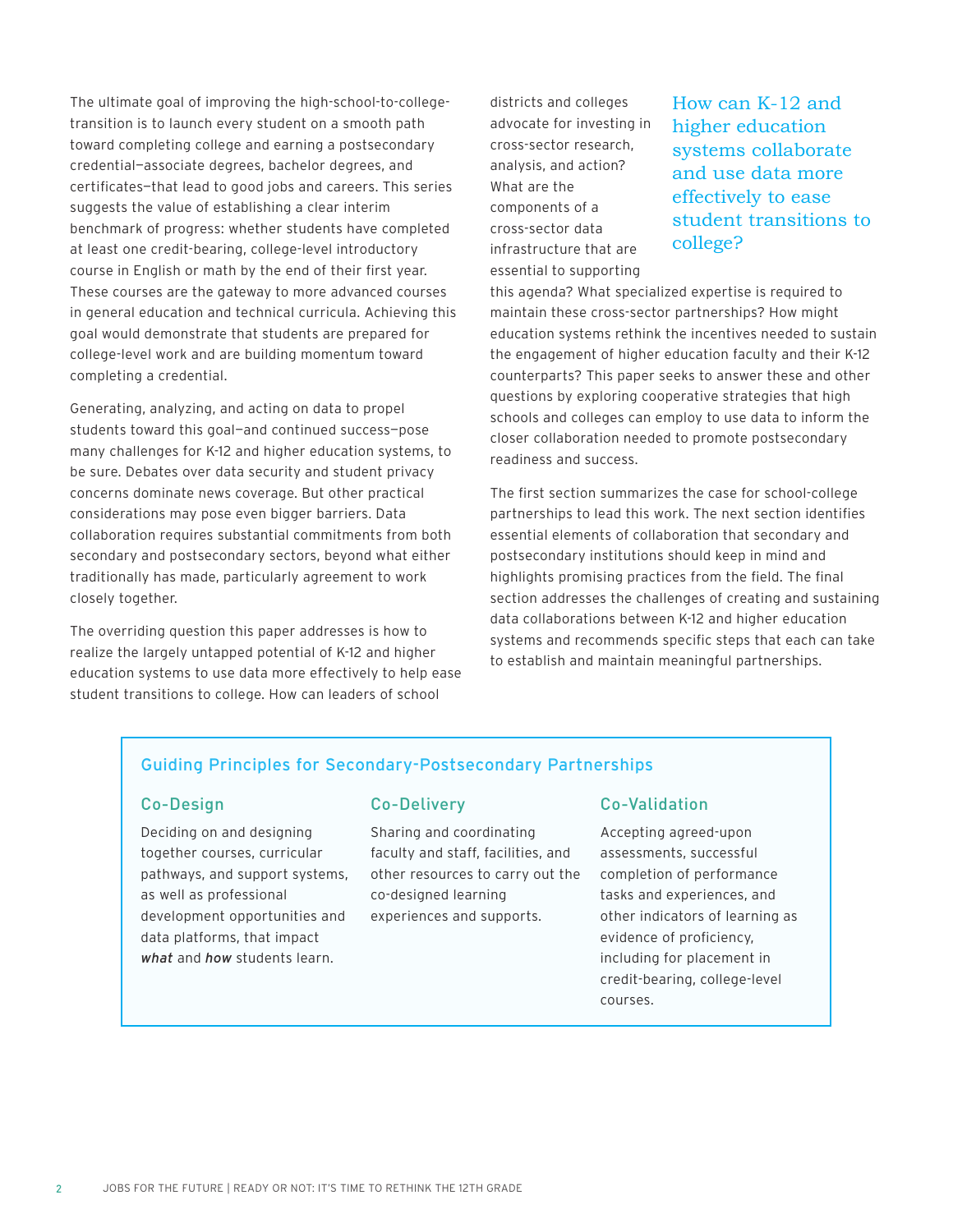The ultimate goal of improving the high-school-to-college-transition is to launch every student on a smooth path toward completing college and earning a postsecondary credential—associate degrees, bachelor degrees, and certificates—that lead to good jobs and careers. This series suggests the value of establishing a clear interim benchmark of progress: whether students have completed at least one credit-bearing, college-level introductory course in English or math by the end of their first year. These courses are the gateway to more advanced courses in general education and technical curricula. Achieving this goal would demonstrate that students are prepared for college-level work and are building momentum toward completing a credential.

Generating, analyzing, and acting on data to propel students toward this goal—and continued success—pose many challenges for K-12 and higher education systems, to be sure. Debates over data security and student privacy concerns dominate news coverage. But other practical considerations may pose even bigger barriers. Data collaboration requires substantial commitments from both secondary and postsecondary sectors, beyond what either traditionally has made, particularly agreement to work closely together.

The overriding question this paper addresses is how to realize the largely untapped potential of K-12 and higher education systems to use data more effectively to help ease student transitions to college. How can leaders of school districts and colleges advocate for investing in cross-sector research, analysis, and action? What are the components of a cross-sector data infrastructure that are essential to supporting this agenda? What specialized expertise is required to maintain these cross-sector partnerships? How might education systems rethink the incentives needed to sustain the engagement of higher education faculty and their K-12 counterparts? This paper seeks to answer these and other questions by exploring cooperative strategies that high schools and colleges can employ to use data to inform the closer collaboration needed to promote postsecondary readiness and success.

> How can K-12 and higher education systems collaborate and use data more effectively to ease student transitions to college?

The first section summarizes the case for school-college partnerships to lead this work. The next section identifies essential elements of collaboration that secondary and postsecondary institutions should keep in mind and highlights promising practices from the field. The final section addresses the challenges of creating and sustaining data collaborations between K-12 and higher education systems and recommends specific steps that each can take to establish and maintain meaningful partnerships.

### Guiding Principles for Secondary-Postsecondary Partnerships

#### Co-Design

Deciding on and designing together courses, curricular pathways, and support systems, as well as professional development opportunities and data platforms, that impact ***what*** and ***how*** students learn.

#### Co-Delivery

Sharing and coordinating faculty and staff, facilities, and other resources to carry out the co-designed learning experiences and supports.

#### Co-Validation

Accepting agreed-upon assessments, successful completion of performance tasks and experiences, and other indicators of learning as evidence of proficiency, including for placement in credit-bearing, college-level courses.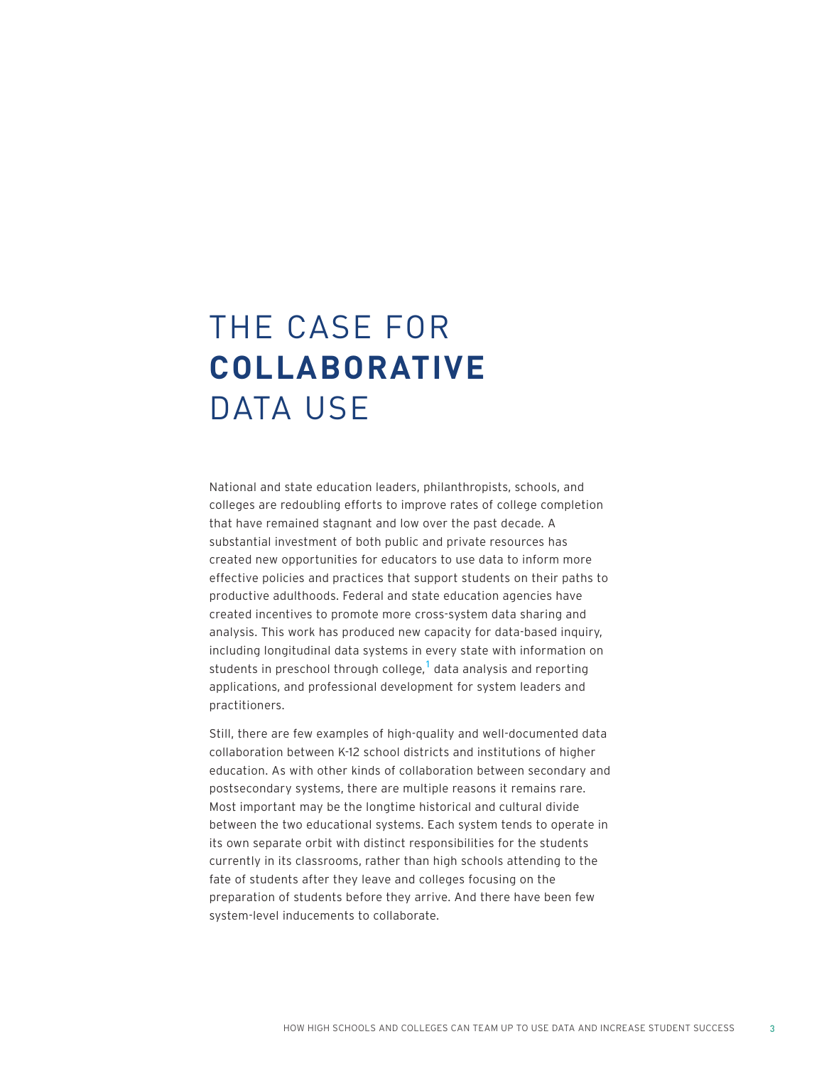# THE CASE FOR **COLLABORATIVE** DATA USE

National and state education leaders, philanthropists, schools, and colleges are redoubling efforts to improve rates of college completion that have remained stagnant and low over the past decade. A substantial investment of both public and private resources has created new opportunities for educators to use data to inform more effective policies and practices that support students on their paths to productive adulthoods. Federal and state education agencies have created incentives to promote more cross-system data sharing and analysis. This work has produced new capacity for data-based inquiry, including longitudinal data systems in every state with information on students in preschool through college,[1] data analysis and reporting applications, and professional development for system leaders and practitioners.

Still, there are few examples of high-quality and well-documented data collaboration between K-12 school districts and institutions of higher education. As with other kinds of collaboration between secondary and postsecondary systems, there are multiple reasons it remains rare. Most important may be the longtime historical and cultural divide between the two educational systems. Each system tends to operate in its own separate orbit with distinct responsibilities for the students currently in its classrooms, rather than high schools attending to the fate of students after they leave and colleges focusing on the preparation of students before they arrive. And there have been few system-level inducements to collaborate.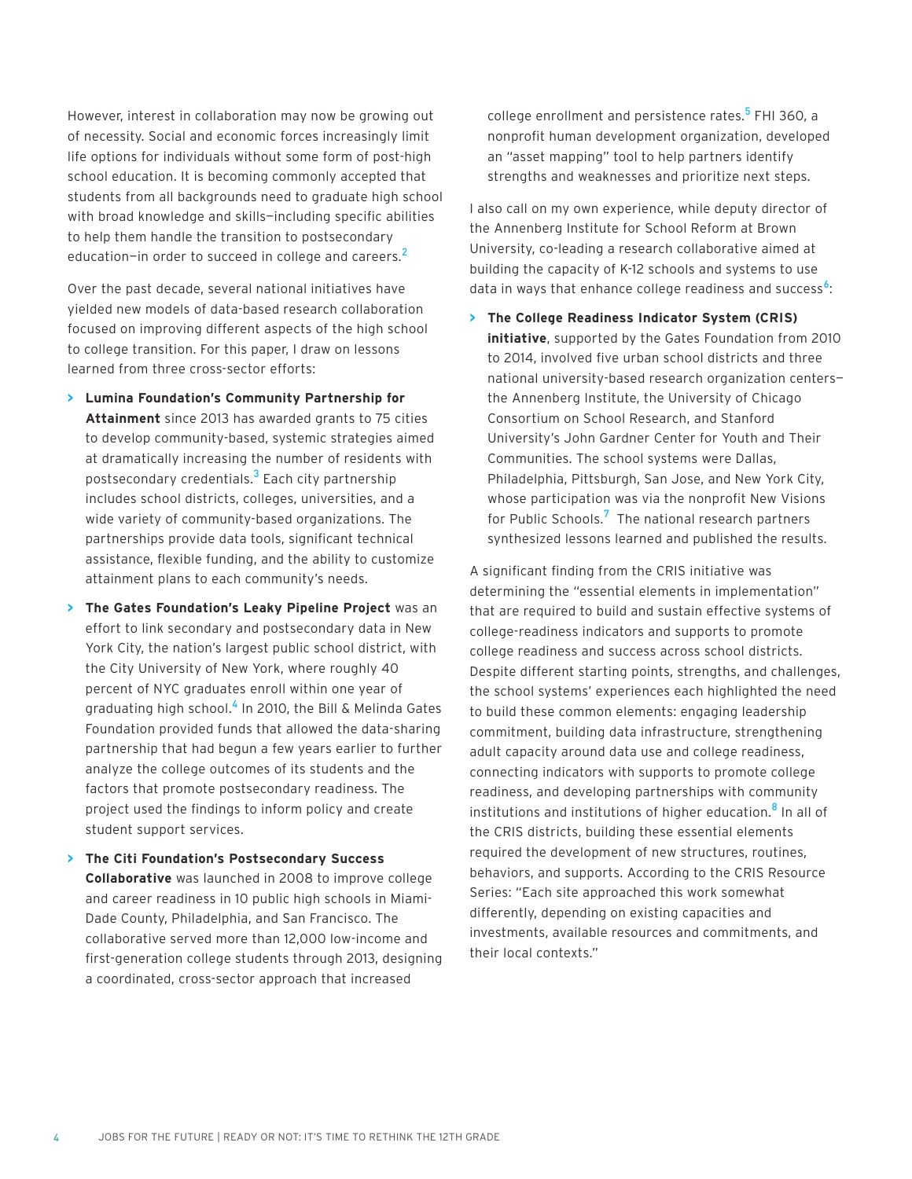However, interest in collaboration may now be growing out of necessity. Social and economic forces increasingly limit life options for individuals without some form of post-high school education. It is becoming commonly accepted that students from all backgrounds need to graduate high school with broad knowledge and skills—including specific abilities to help them handle the transition to postsecondary education—in order to succeed in college and careers.[2]

Over the past decade, several national initiatives have yielded new models of data-based research collaboration focused on improving different aspects of the high school to college transition. For this paper, I draw on lessons learned from three cross-sector efforts:

- **Lumina Foundation's Community Partnership for Attainment** since 2013 has awarded grants to 75 cities to develop community-based, systemic strategies aimed at dramatically increasing the number of residents with postsecondary credentials.[3] Each city partnership includes school districts, colleges, universities, and a wide variety of community-based organizations. The partnerships provide data tools, significant technical assistance, flexible funding, and the ability to customize attainment plans to each community's needs.
- **The Gates Foundation's Leaky Pipeline Project** was an effort to link secondary and postsecondary data in New York City, the nation's largest public school district, with the City University of New York, where roughly 40 percent of NYC graduates enroll within one year of graduating high school.[4] In 2010, the Bill & Melinda Gates Foundation provided funds that allowed the data-sharing partnership that had begun a few years earlier to further analyze the college outcomes of its students and the factors that promote postsecondary readiness. The project used the findings to inform policy and create student support services.
- **The Citi Foundation's Postsecondary Success Collaborative** was launched in 2008 to improve college and career readiness in 10 public high schools in Miami-Dade County, Philadelphia, and San Francisco. The collaborative served more than 12,000 low-income and first-generation college students through 2013, designing a coordinated, cross-sector approach that increased college enrollment and persistence rates.[5] FHI 360, a nonprofit human development organization, developed an "asset mapping" tool to help partners identify strengths and weaknesses and prioritize next steps.

I also call on my own experience, while deputy director of the Annenberg Institute for School Reform at Brown University, co-leading a research collaborative aimed at building the capacity of K-12 schools and systems to use data in ways that enhance college readiness and success[6]:

- **The College Readiness Indicator System (CRIS) initiative**, supported by the Gates Foundation from 2010 to 2014, involved five urban school districts and three national university-based research organization centers—the Annenberg Institute, the University of Chicago Consortium on School Research, and Stanford University's John Gardner Center for Youth and Their Communities. The school systems were Dallas, Philadelphia, Pittsburgh, San Jose, and New York City, whose participation was via the nonprofit New Visions for Public Schools.[7] The national research partners synthesized lessons learned and published the results.

A significant finding from the CRIS initiative was determining the "essential elements in implementation" that are required to build and sustain effective systems of college-readiness indicators and supports to promote college readiness and success across school districts. Despite different starting points, strengths, and challenges, the school systems' experiences each highlighted the need to build these common elements: engaging leadership commitment, building data infrastructure, strengthening adult capacity around data use and college readiness, connecting indicators with supports to promote college readiness, and developing partnerships with community institutions and institutions of higher education.[8] In all of the CRIS districts, building these essential elements required the development of new structures, routines, behaviors, and supports. According to the CRIS Resource Series: "Each site approached this work somewhat differently, depending on existing capacities and investments, available resources and commitments, and their local contexts."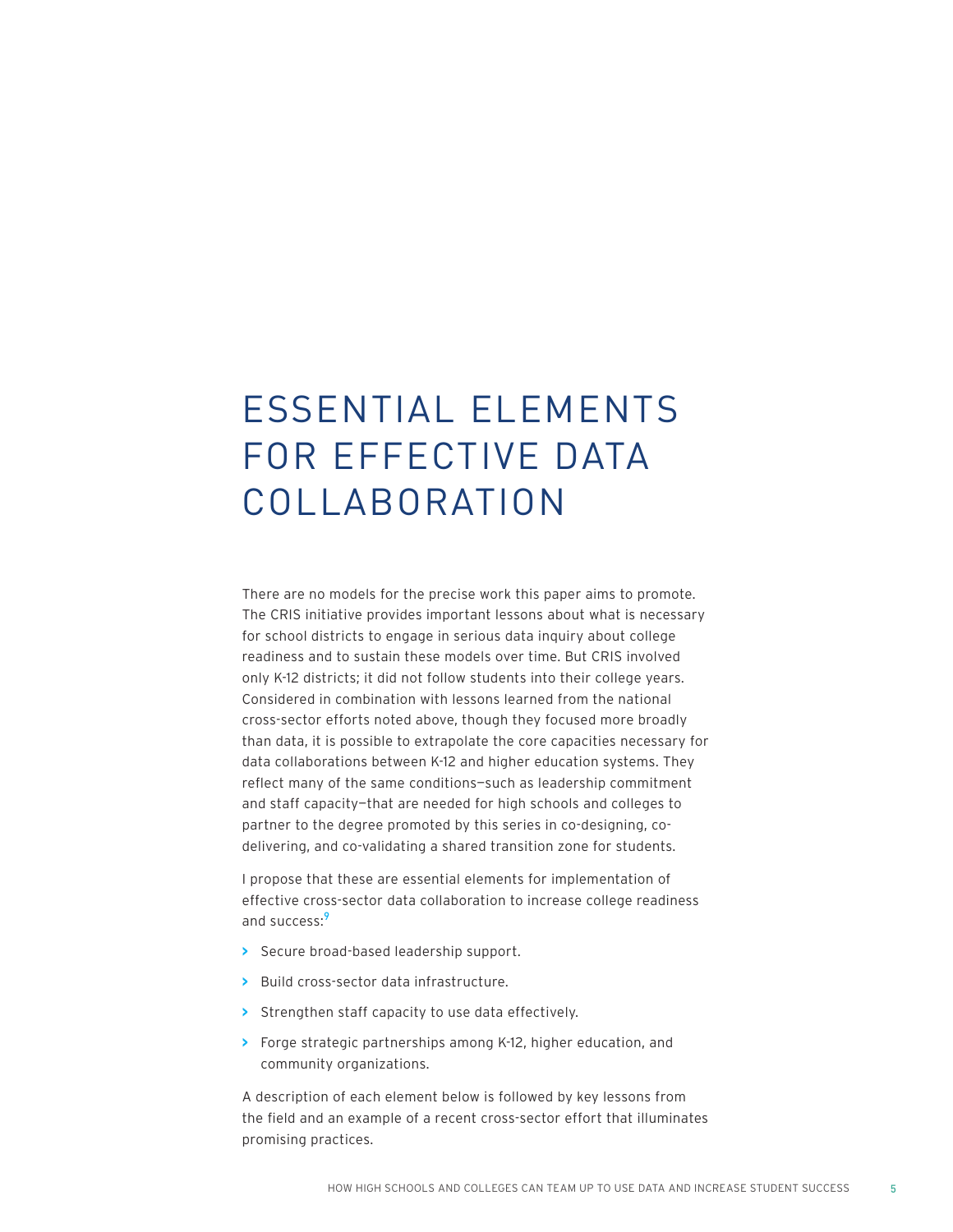# ESSENTIAL ELEMENTS FOR EFFECTIVE DATA COLLABORATION

There are no models for the precise work this paper aims to promote. The CRIS initiative provides important lessons about what is necessary for school districts to engage in serious data inquiry about college readiness and to sustain these models over time. But CRIS involved only K-12 districts; it did not follow students into their college years. Considered in combination with lessons learned from the national cross-sector efforts noted above, though they focused more broadly than data, it is possible to extrapolate the core capacities necessary for data collaborations between K-12 and higher education systems. They reflect many of the same conditions—such as leadership commitment and staff capacity—that are needed for high schools and colleges to partner to the degree promoted by this series in co-designing, co-delivering, and co-validating a shared transition zone for students.

I propose that these are essential elements for implementation of effective cross-sector data collaboration to increase college readiness and success:[9]

- Secure broad-based leadership support.
- Build cross-sector data infrastructure.
- Strengthen staff capacity to use data effectively.
- Forge strategic partnerships among K-12, higher education, and community organizations.

A description of each element below is followed by key lessons from the field and an example of a recent cross-sector effort that illuminates promising practices.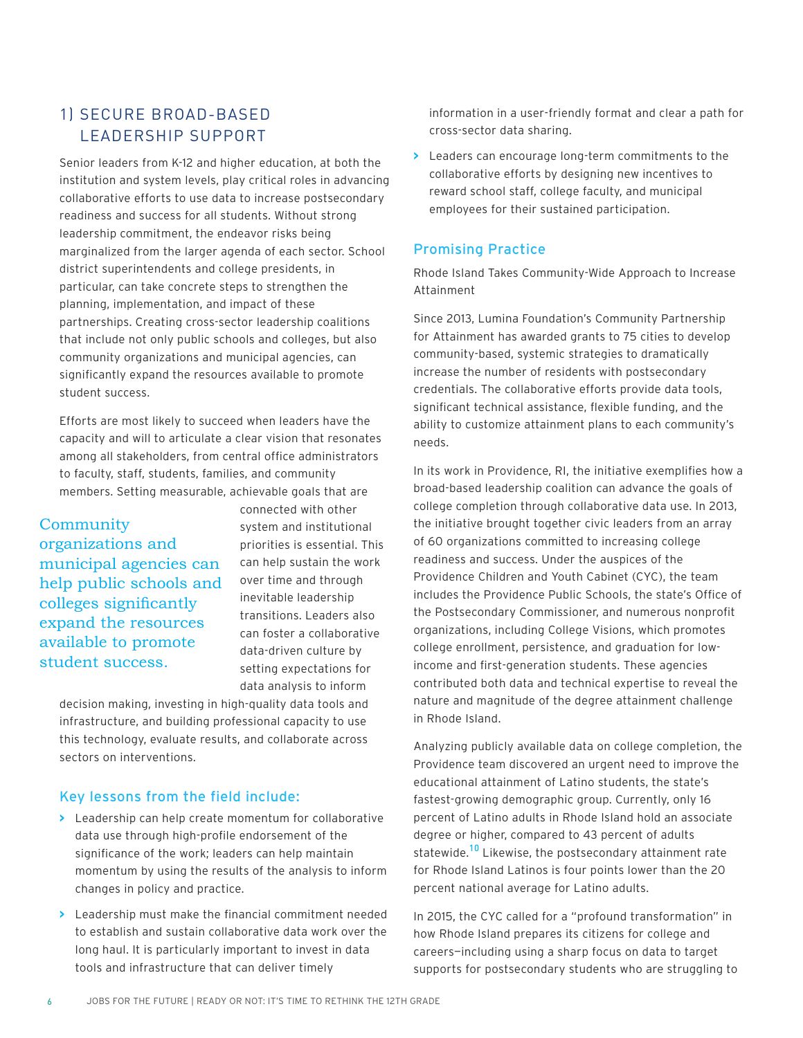## 1) SECURE BROAD-BASED LEADERSHIP SUPPORT

Senior leaders from K-12 and higher education, at both the institution and system levels, play critical roles in advancing collaborative efforts to use data to increase postsecondary readiness and success for all students. Without strong leadership commitment, the endeavor risks being marginalized from the larger agenda of each sector. School district superintendents and college presidents, in particular, can take concrete steps to strengthen the planning, implementation, and impact of these partnerships. Creating cross-sector leadership coalitions that include not only public schools and colleges, but also community organizations and municipal agencies, can significantly expand the resources available to promote student success.

Efforts are most likely to succeed when leaders have the capacity and will to articulate a clear vision that resonates among all stakeholders, from central office administrators to faculty, staff, students, families, and community members. Setting measurable, achievable goals that are connected with other system and institutional priorities is essential. This can help sustain the work over time and through inevitable leadership transitions. Leaders also can foster a collaborative data-driven culture by setting expectations for data analysis to inform decision making, investing in high-quality data tools and infrastructure, and building professional capacity to use this technology, evaluate results, and collaborate across sectors on interventions.

> Community organizations and municipal agencies can help public schools and colleges significantly expand the resources available to promote student success.

### Key lessons from the field include:

- Leadership can help create momentum for collaborative data use through high-profile endorsement of the significance of the work; leaders can help maintain momentum by using the results of the analysis to inform changes in policy and practice.
- Leadership must make the financial commitment needed to establish and sustain collaborative data work over the long haul. It is particularly important to invest in data tools and infrastructure that can deliver timely information in a user-friendly format and clear a path for cross-sector data sharing.
- Leaders can encourage long-term commitments to the collaborative efforts by designing new incentives to reward school staff, college faculty, and municipal employees for their sustained participation.

### Promising Practice

Rhode Island Takes Community-Wide Approach to Increase Attainment

Since 2013, Lumina Foundation's Community Partnership for Attainment has awarded grants to 75 cities to develop community-based, systemic strategies to dramatically increase the number of residents with postsecondary credentials. The collaborative efforts provide data tools, significant technical assistance, flexible funding, and the ability to customize attainment plans to each community's needs.

In its work in Providence, RI, the initiative exemplifies how a broad-based leadership coalition can advance the goals of college completion through collaborative data use. In 2013, the initiative brought together civic leaders from an array of 60 organizations committed to increasing college readiness and success. Under the auspices of the Providence Children and Youth Cabinet (CYC), the team includes the Providence Public Schools, the state's Office of the Postsecondary Commissioner, and numerous nonprofit organizations, including College Visions, which promotes college enrollment, persistence, and graduation for low-income and first-generation students. These agencies contributed both data and technical expertise to reveal the nature and magnitude of the degree attainment challenge in Rhode Island.

Analyzing publicly available data on college completion, the Providence team discovered an urgent need to improve the educational attainment of Latino students, the state's fastest-growing demographic group. Currently, only 16 percent of Latino adults in Rhode Island hold an associate degree or higher, compared to 43 percent of adults statewide.[10] Likewise, the postsecondary attainment rate for Rhode Island Latinos is four points lower than the 20 percent national average for Latino adults.

In 2015, the CYC called for a "profound transformation" in how Rhode Island prepares its citizens for college and careers—including using a sharp focus on data to target supports for postsecondary students who are struggling to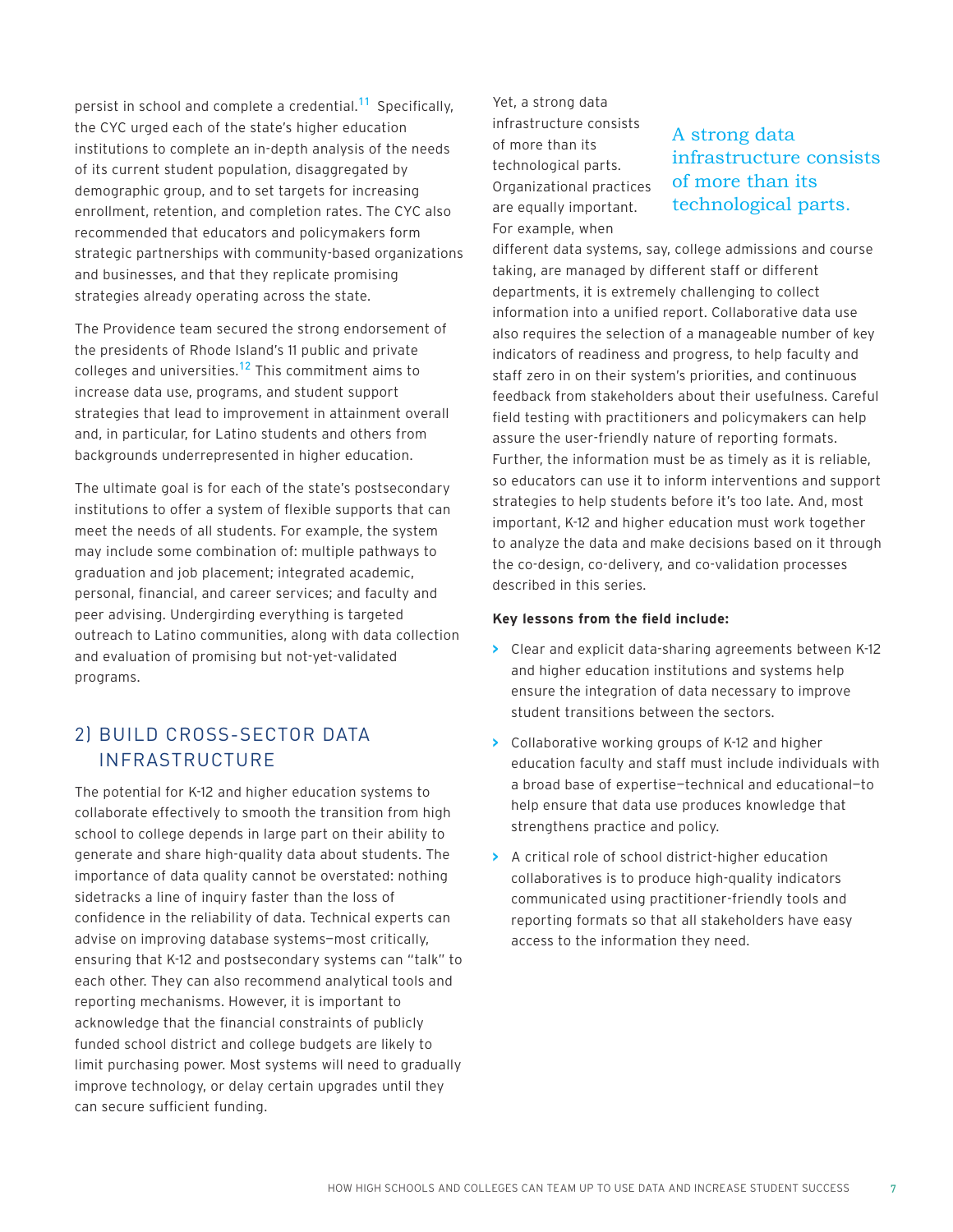persist in school and complete a credential.[11] Specifically, the CYC urged each of the state's higher education institutions to complete an in-depth analysis of the needs of its current student population, disaggregated by demographic group, and to set targets for increasing enrollment, retention, and completion rates. The CYC also recommended that educators and policymakers form strategic partnerships with community-based organizations and businesses, and that they replicate promising strategies already operating across the state.

The Providence team secured the strong endorsement of the presidents of Rhode Island's 11 public and private colleges and universities.[12] This commitment aims to increase data use, programs, and student support strategies that lead to improvement in attainment overall and, in particular, for Latino students and others from backgrounds underrepresented in higher education.

The ultimate goal is for each of the state's postsecondary institutions to offer a system of flexible supports that can meet the needs of all students. For example, the system may include some combination of: multiple pathways to graduation and job placement; integrated academic, personal, financial, and career services; and faculty and peer advising. Undergirding everything is targeted outreach to Latino communities, along with data collection and evaluation of promising but not-yet-validated programs.

## 2) BUILD CROSS-SECTOR DATA INFRASTRUCTURE

The potential for K-12 and higher education systems to collaborate effectively to smooth the transition from high school to college depends in large part on their ability to generate and share high-quality data about students. The importance of data quality cannot be overstated: nothing sidetracks a line of inquiry faster than the loss of confidence in the reliability of data. Technical experts can advise on improving database systems—most critically, ensuring that K-12 and postsecondary systems can "talk" to each other. They can also recommend analytical tools and reporting mechanisms. However, it is important to acknowledge that the financial constraints of publicly funded school district and college budgets are likely to limit purchasing power. Most systems will need to gradually improve technology, or delay certain upgrades until they can secure sufficient funding.

Yet, a strong data infrastructure consists of more than its technological parts. Organizational practices are equally important. For example, when different data systems, say, college admissions and course taking, are managed by different staff or different departments, it is extremely challenging to collect information into a unified report. Collaborative data use also requires the selection of a manageable number of key indicators of readiness and progress, to help faculty and staff zero in on their system's priorities, and continuous feedback from stakeholders about their usefulness. Careful field testing with practitioners and policymakers can help assure the user-friendly nature of reporting formats. Further, the information must be as timely as it is reliable, so educators can use it to inform interventions and support strategies to help students before it's too late. And, most important, K-12 and higher education must work together to analyze the data and make decisions based on it through the co-design, co-delivery, and co-validation processes described in this series.

> A strong data infrastructure consists of more than its technological parts.

**Key lessons from the field include:**

- Clear and explicit data-sharing agreements between K-12 and higher education institutions and systems help ensure the integration of data necessary to improve student transitions between the sectors.
- Collaborative working groups of K-12 and higher education faculty and staff must include individuals with a broad base of expertise—technical and educational—to help ensure that data use produces knowledge that strengthens practice and policy.
- A critical role of school district-higher education collaboratives is to produce high-quality indicators communicated using practitioner-friendly tools and reporting formats so that all stakeholders have easy access to the information they need.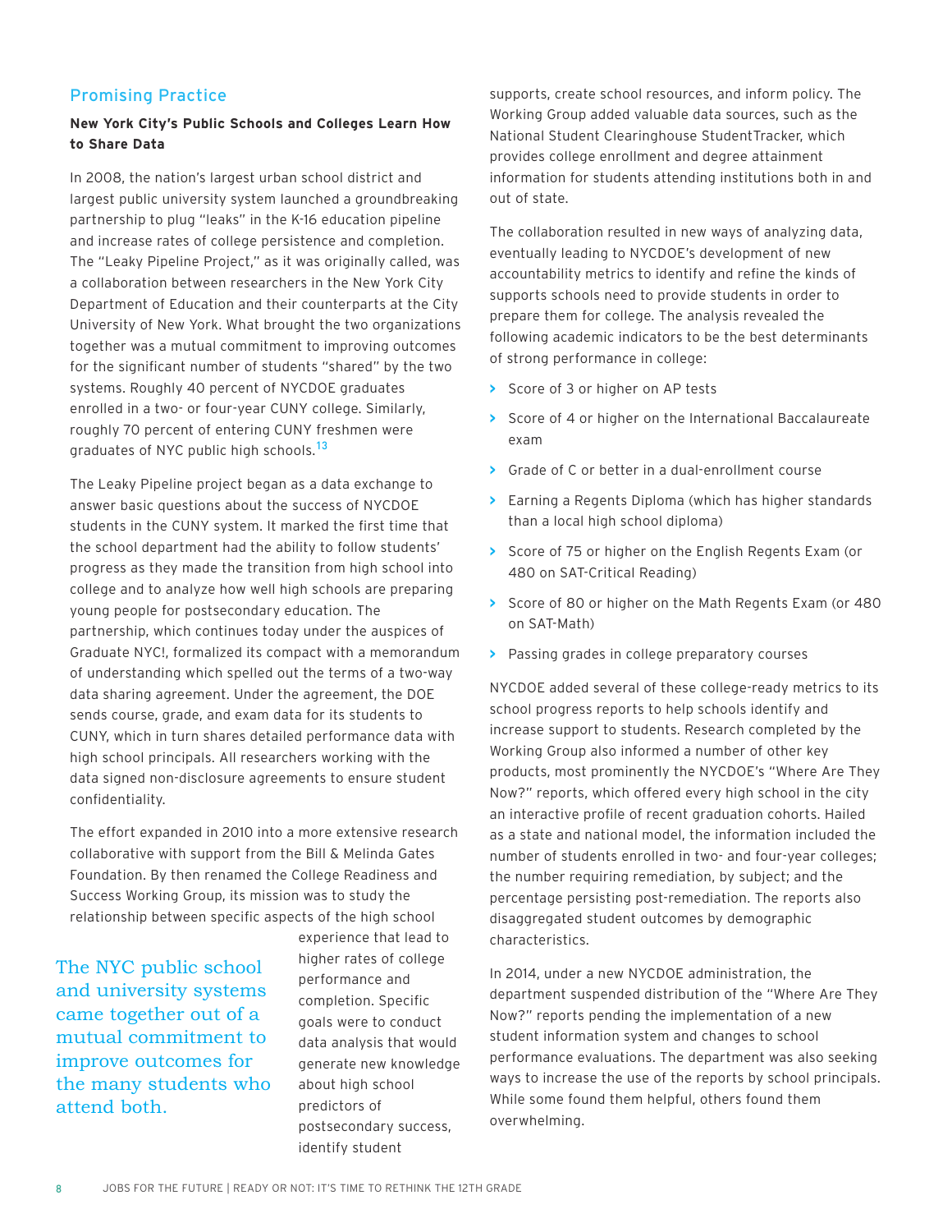## Promising Practice

**New York City's Public Schools and Colleges Learn How to Share Data**

In 2008, the nation's largest urban school district and largest public university system launched a groundbreaking partnership to plug "leaks" in the K-16 education pipeline and increase rates of college persistence and completion. The "Leaky Pipeline Project," as it was originally called, was a collaboration between researchers in the New York City Department of Education and their counterparts at the City University of New York. What brought the two organizations together was a mutual commitment to improving outcomes for the significant number of students "shared" by the two systems. Roughly 40 percent of NYCDOE graduates enrolled in a two- or four-year CUNY college. Similarly, roughly 70 percent of entering CUNY freshmen were graduates of NYC public high schools.[13]

The Leaky Pipeline project began as a data exchange to answer basic questions about the success of NYCDOE students in the CUNY system. It marked the first time that the school department had the ability to follow students' progress as they made the transition from high school into college and to analyze how well high schools are preparing young people for postsecondary education. The partnership, which continues today under the auspices of Graduate NYC!, formalized its compact with a memorandum of understanding which spelled out the terms of a two-way data sharing agreement. Under the agreement, the DOE sends course, grade, and exam data for its students to CUNY, which in turn shares detailed performance data with high school principals. All researchers working with the data signed non-disclosure agreements to ensure student confidentiality.

The effort expanded in 2010 into a more extensive research collaborative with support from the Bill & Melinda Gates Foundation. By then renamed the College Readiness and Success Working Group, its mission was to study the relationship between specific aspects of the high school experience that lead to higher rates of college performance and completion. Specific goals were to conduct data analysis that would generate new knowledge about high school predictors of postsecondary success, identify student supports, create school resources, and inform policy. The Working Group added valuable data sources, such as the National Student Clearinghouse StudentTracker, which provides college enrollment and degree attainment information for students attending institutions both in and out of state.

> The NYC public school and university systems came together out of a mutual commitment to improve outcomes for the many students who attend both.

The collaboration resulted in new ways of analyzing data, eventually leading to NYCDOE's development of new accountability metrics to identify and refine the kinds of supports schools need to provide students in order to prepare them for college. The analysis revealed the following academic indicators to be the best determinants of strong performance in college:

- Score of 3 or higher on AP tests
- Score of 4 or higher on the International Baccalaureate exam
- Grade of C or better in a dual-enrollment course
- Earning a Regents Diploma (which has higher standards than a local high school diploma)
- Score of 75 or higher on the English Regents Exam (or 480 on SAT-Critical Reading)
- Score of 80 or higher on the Math Regents Exam (or 480 on SAT-Math)
- Passing grades in college preparatory courses

NYCDOE added several of these college-ready metrics to its school progress reports to help schools identify and increase support to students. Research completed by the Working Group also informed a number of other key products, most prominently the NYCDOE's "Where Are They Now?" reports, which offered every high school in the city an interactive profile of recent graduation cohorts. Hailed as a state and national model, the information included the number of students enrolled in two- and four-year colleges; the number requiring remediation, by subject; and the percentage persisting post-remediation. The reports also disaggregated student outcomes by demographic characteristics.

In 2014, under a new NYCDOE administration, the department suspended distribution of the "Where Are They Now?" reports pending the implementation of a new student information system and changes to school performance evaluations. The department was also seeking ways to increase the use of the reports by school principals. While some found them helpful, others found them overwhelming.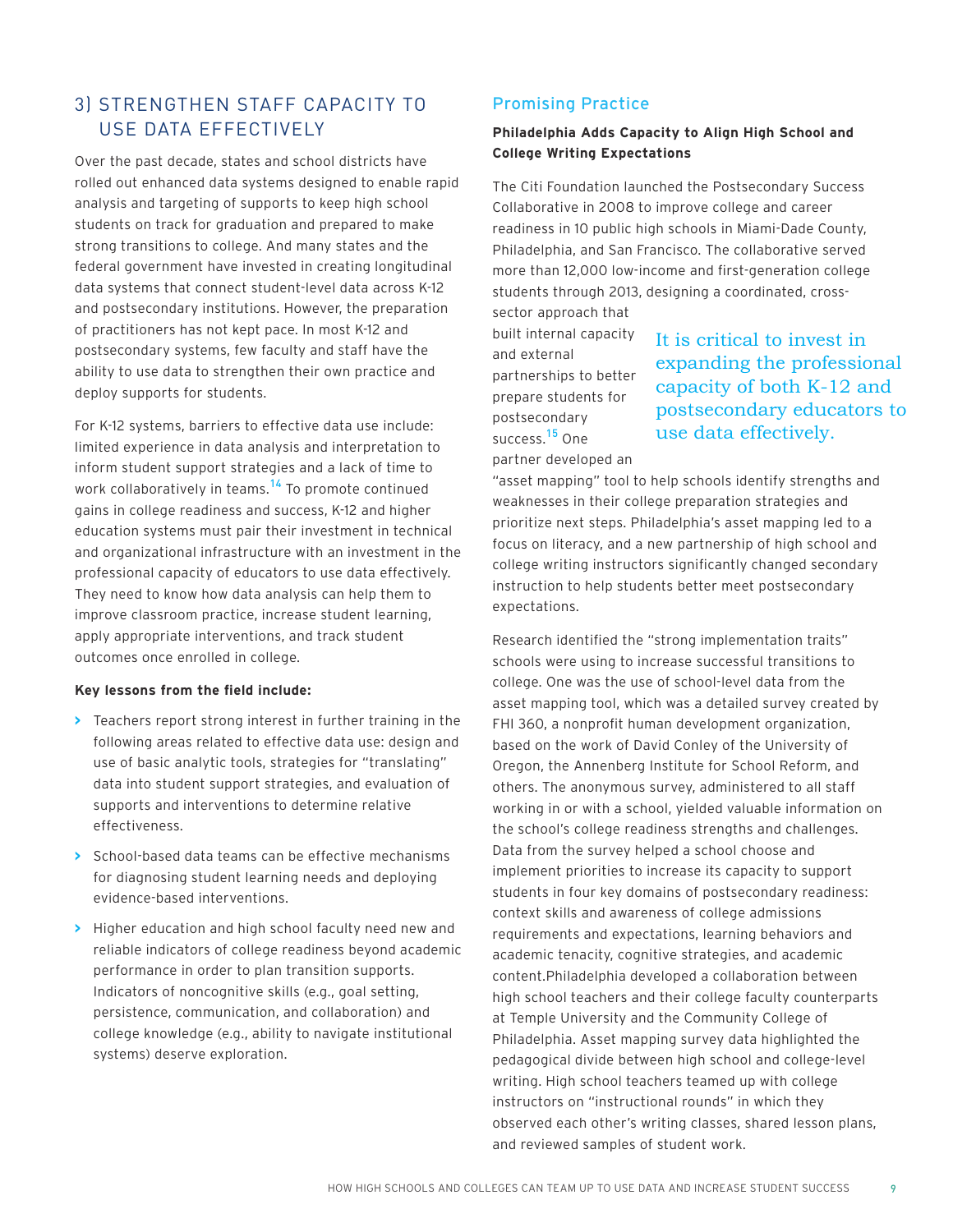## 3) STRENGTHEN STAFF CAPACITY TO USE DATA EFFECTIVELY

Over the past decade, states and school districts have rolled out enhanced data systems designed to enable rapid analysis and targeting of supports to keep high school students on track for graduation and prepared to make strong transitions to college. And many states and the federal government have invested in creating longitudinal data systems that connect student-level data across K-12 and postsecondary institutions. However, the preparation of practitioners has not kept pace. In most K-12 and postsecondary systems, few faculty and staff have the ability to use data to strengthen their own practice and deploy supports for students.

For K-12 systems, barriers to effective data use include: limited experience in data analysis and interpretation to inform student support strategies and a lack of time to work collaboratively in teams.[14] To promote continued gains in college readiness and success, K-12 and higher education systems must pair their investment in technical and organizational infrastructure with an investment in the professional capacity of educators to use data effectively. They need to know how data analysis can help them to improve classroom practice, increase student learning, apply appropriate interventions, and track student outcomes once enrolled in college.

**Key lessons from the field include:**

- Teachers report strong interest in further training in the following areas related to effective data use: design and use of basic analytic tools, strategies for "translating" data into student support strategies, and evaluation of supports and interventions to determine relative effectiveness.
- School-based data teams can be effective mechanisms for diagnosing student learning needs and deploying evidence-based interventions.
- Higher education and high school faculty need new and reliable indicators of college readiness beyond academic performance in order to plan transition supports. Indicators of noncognitive skills (e.g., goal setting, persistence, communication, and collaboration) and college knowledge (e.g., ability to navigate institutional systems) deserve exploration.

### Promising Practice

**Philadelphia Adds Capacity to Align High School and College Writing Expectations**

The Citi Foundation launched the Postsecondary Success Collaborative in 2008 to improve college and career readiness in 10 public high schools in Miami-Dade County, Philadelphia, and San Francisco. The collaborative served more than 12,000 low-income and first-generation college students through 2013, designing a coordinated, cross-sector approach that built internal capacity and external partnerships to better prepare students for postsecondary success.[15] One partner developed an "asset mapping" tool to help schools identify strengths and weaknesses in their college preparation strategies and prioritize next steps. Philadelphia's asset mapping led to a focus on literacy, and a new partnership of high school and college writing instructors significantly changed secondary instruction to help students better meet postsecondary expectations.

> It is critical to invest in expanding the professional capacity of both K-12 and postsecondary educators to use data effectively.

Research identified the "strong implementation traits" schools were using to increase successful transitions to college. One was the use of school-level data from the asset mapping tool, which was a detailed survey created by FHI 360, a nonprofit human development organization, based on the work of David Conley of the University of Oregon, the Annenberg Institute for School Reform, and others. The anonymous survey, administered to all staff working in or with a school, yielded valuable information on the school's college readiness strengths and challenges. Data from the survey helped a school choose and implement priorities to increase its capacity to support students in four key domains of postsecondary readiness: context skills and awareness of college admissions requirements and expectations, learning behaviors and academic tenacity, cognitive strategies, and academic content.Philadelphia developed a collaboration between high school teachers and their college faculty counterparts at Temple University and the Community College of Philadelphia. Asset mapping survey data highlighted the pedagogical divide between high school and college-level writing. High school teachers teamed up with college instructors on "instructional rounds" in which they observed each other's writing classes, shared lesson plans, and reviewed samples of student work.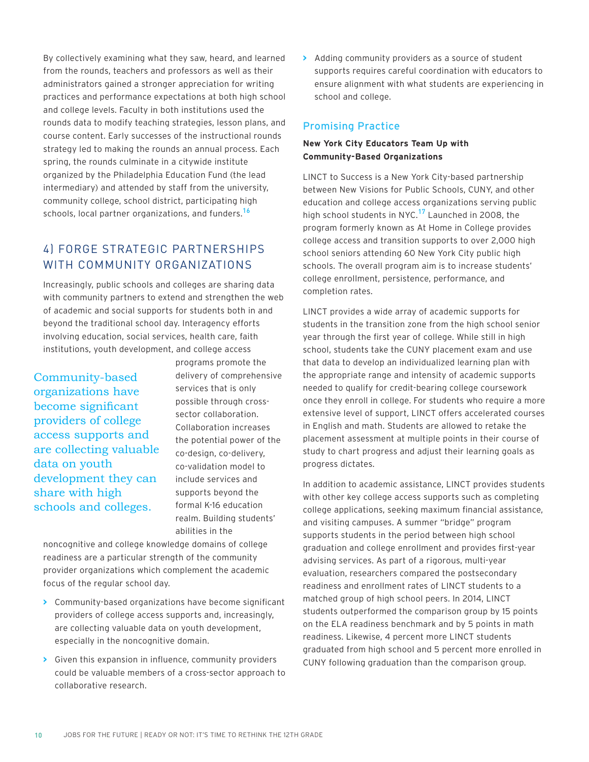By collectively examining what they saw, heard, and learned from the rounds, teachers and professors as well as their administrators gained a stronger appreciation for writing practices and performance expectations at both high school and college levels. Faculty in both institutions used the rounds data to modify teaching strategies, lesson plans, and course content. Early successes of the instructional rounds strategy led to making the rounds an annual process. Each spring, the rounds culminate in a citywide institute organized by the Philadelphia Education Fund (the lead intermediary) and attended by staff from the university, community college, school district, participating high schools, local partner organizations, and funders.[16]

## 4) FORGE STRATEGIC PARTNERSHIPS WITH COMMUNITY ORGANIZATIONS

Increasingly, public schools and colleges are sharing data with community partners to extend and strengthen the web of academic and social supports for students both in and beyond the traditional school day. Interagency efforts involving education, social services, health care, faith institutions, youth development, and college access programs promote the delivery of comprehensive services that is only possible through cross-sector collaboration. Collaboration increases the potential power of the co-design, co-delivery, co-validation model to include services and supports beyond the formal K-16 education realm. Building students' abilities in the noncognitive and college knowledge domains of college readiness are a particular strength of the community provider organizations which complement the academic focus of the regular school day.

> Community-based organizations have become significant providers of college access supports and are collecting valuable data on youth development they can share with high schools and colleges.

- Community-based organizations have become significant providers of college access supports and, increasingly, are collecting valuable data on youth development, especially in the noncognitive domain.
- Given this expansion in influence, community providers could be valuable members of a cross-sector approach to collaborative research.
- Adding community providers as a source of student supports requires careful coordination with educators to ensure alignment with what students are experiencing in school and college.

### Promising Practice

**New York City Educators Team Up with Community-Based Organizations**

LINCT to Success is a New York City-based partnership between New Visions for Public Schools, CUNY, and other education and college access organizations serving public high school students in NYC.[17] Launched in 2008, the program formerly known as At Home in College provides college access and transition supports to over 2,000 high school seniors attending 60 New York City public high schools. The overall program aim is to increase students' college enrollment, persistence, performance, and completion rates.

LINCT provides a wide array of academic supports for students in the transition zone from the high school senior year through the first year of college. While still in high school, students take the CUNY placement exam and use that data to develop an individualized learning plan with the appropriate range and intensity of academic supports needed to qualify for credit-bearing college coursework once they enroll in college. For students who require a more extensive level of support, LINCT offers accelerated courses in English and math. Students are allowed to retake the placement assessment at multiple points in their course of study to chart progress and adjust their learning goals as progress dictates.

In addition to academic assistance, LINCT provides students with other key college access supports such as completing college applications, seeking maximum financial assistance, and visiting campuses. A summer "bridge" program supports students in the period between high school graduation and college enrollment and provides first-year advising services. As part of a rigorous, multi-year evaluation, researchers compared the postsecondary readiness and enrollment rates of LINCT students to a matched group of high school peers. In 2014, LINCT students outperformed the comparison group by 15 points on the ELA readiness benchmark and by 5 points in math readiness. Likewise, 4 percent more LINCT students graduated from high school and 5 percent more enrolled in CUNY following graduation than the comparison group.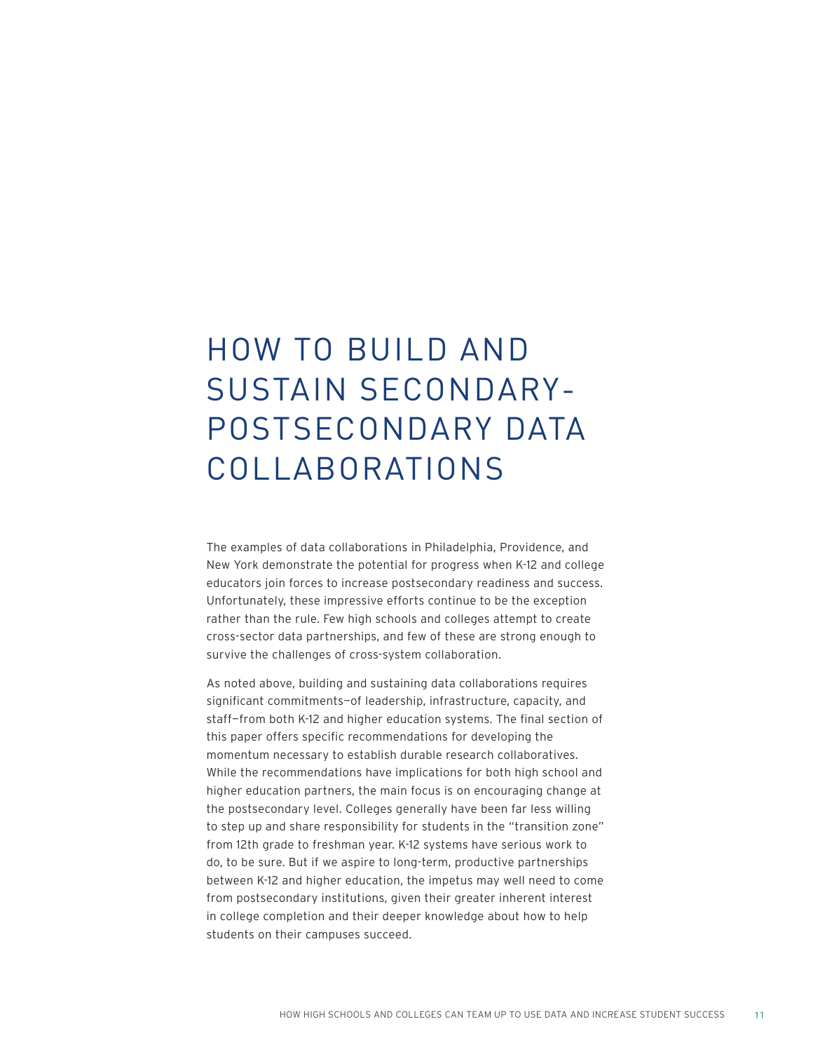# HOW TO BUILD AND SUSTAIN SECONDARY-POSTSECONDARY DATA COLLABORATIONS

The examples of data collaborations in Philadelphia, Providence, and New York demonstrate the potential for progress when K-12 and college educators join forces to increase postsecondary readiness and success. Unfortunately, these impressive efforts continue to be the exception rather than the rule. Few high schools and colleges attempt to create cross-sector data partnerships, and few of these are strong enough to survive the challenges of cross-system collaboration.

As noted above, building and sustaining data collaborations requires significant commitments—of leadership, infrastructure, capacity, and staff—from both K-12 and higher education systems. The final section of this paper offers specific recommendations for developing the momentum necessary to establish durable research collaboratives. While the recommendations have implications for both high school and higher education partners, the main focus is on encouraging change at the postsecondary level. Colleges generally have been far less willing to step up and share responsibility for students in the "transition zone" from 12th grade to freshman year. K-12 systems have serious work to do, to be sure. But if we aspire to long-term, productive partnerships between K-12 and higher education, the impetus may well need to come from postsecondary institutions, given their greater inherent interest in college completion and their deeper knowledge about how to help students on their campuses succeed.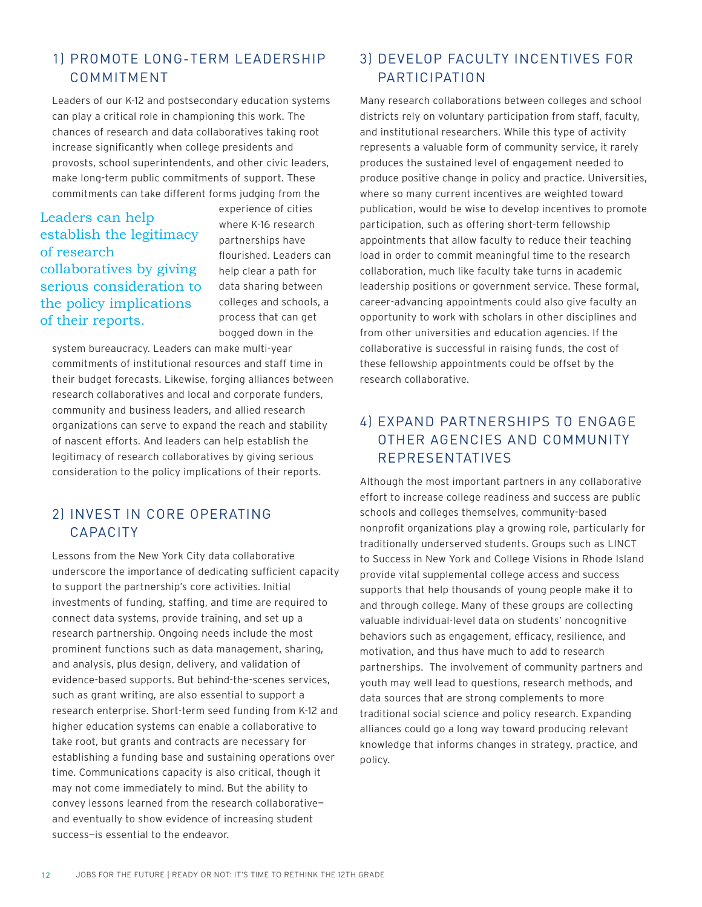## 1) PROMOTE LONG-TERM LEADERSHIP COMMITMENT

Leaders of our K-12 and postsecondary education systems can play a critical role in championing this work. The chances of research and data collaboratives taking root increase significantly when college presidents and provosts, school superintendents, and other civic leaders, make long-term public commitments of support. These commitments can take different forms judging from the experience of cities where K-16 research partnerships have flourished. Leaders can help clear a path for data sharing between colleges and schools, a process that can get bogged down in the system bureaucracy. Leaders can make multi-year commitments of institutional resources and staff time in their budget forecasts. Likewise, forging alliances between research collaboratives and local and corporate funders, community and business leaders, and allied research organizations can serve to expand the reach and stability of nascent efforts. And leaders can help establish the legitimacy of research collaboratives by giving serious consideration to the policy implications of their reports.

> Leaders can help establish the legitimacy of research collaboratives by giving serious consideration to the policy implications of their reports.

## 2) INVEST IN CORE OPERATING CAPACITY

Lessons from the New York City data collaborative underscore the importance of dedicating sufficient capacity to support the partnership's core activities. Initial investments of funding, staffing, and time are required to connect data systems, provide training, and set up a research partnership. Ongoing needs include the most prominent functions such as data management, sharing, and analysis, plus design, delivery, and validation of evidence-based supports. But behind-the-scenes services, such as grant writing, are also essential to support a research enterprise. Short-term seed funding from K-12 and higher education systems can enable a collaborative to take root, but grants and contracts are necessary for establishing a funding base and sustaining operations over time. Communications capacity is also critical, though it may not come immediately to mind. But the ability to convey lessons learned from the research collaborative—and eventually to show evidence of increasing student success—is essential to the endeavor.

## 3) DEVELOP FACULTY INCENTIVES FOR PARTICIPATION

Many research collaborations between colleges and school districts rely on voluntary participation from staff, faculty, and institutional researchers. While this type of activity represents a valuable form of community service, it rarely produces the sustained level of engagement needed to produce positive change in policy and practice. Universities, where so many current incentives are weighted toward publication, would be wise to develop incentives to promote participation, such as offering short-term fellowship appointments that allow faculty to reduce their teaching load in order to commit meaningful time to the research collaboration, much like faculty take turns in academic leadership positions or government service. These formal, career-advancing appointments could also give faculty an opportunity to work with scholars in other disciplines and from other universities and education agencies. If the collaborative is successful in raising funds, the cost of these fellowship appointments could be offset by the research collaborative.

## 4) EXPAND PARTNERSHIPS TO ENGAGE OTHER AGENCIES AND COMMUNITY REPRESENTATIVES

Although the most important partners in any collaborative effort to increase college readiness and success are public schools and colleges themselves, community-based nonprofit organizations play a growing role, particularly for traditionally underserved students. Groups such as LINCT to Success in New York and College Visions in Rhode Island provide vital supplemental college access and success supports that help thousands of young people make it to and through college. Many of these groups are collecting valuable individual-level data on students' noncognitive behaviors such as engagement, efficacy, resilience, and motivation, and thus have much to add to research partnerships. The involvement of community partners and youth may well lead to questions, research methods, and data sources that are strong complements to more traditional social science and policy research. Expanding alliances could go a long way toward producing relevant knowledge that informs changes in strategy, practice, and policy.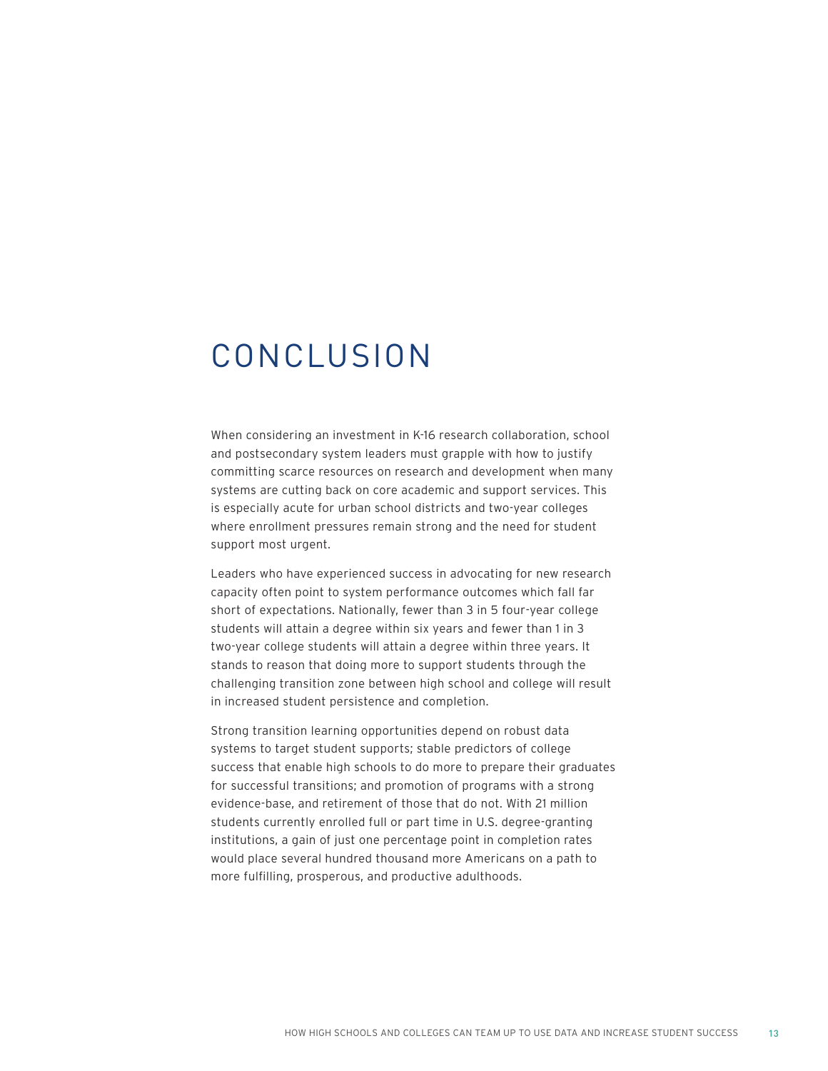# CONCLUSION

When considering an investment in K-16 research collaboration, school and postsecondary system leaders must grapple with how to justify committing scarce resources on research and development when many systems are cutting back on core academic and support services. This is especially acute for urban school districts and two-year colleges where enrollment pressures remain strong and the need for student support most urgent.

Leaders who have experienced success in advocating for new research capacity often point to system performance outcomes which fall far short of expectations. Nationally, fewer than 3 in 5 four-year college students will attain a degree within six years and fewer than 1 in 3 two-year college students will attain a degree within three years. It stands to reason that doing more to support students through the challenging transition zone between high school and college will result in increased student persistence and completion.

Strong transition learning opportunities depend on robust data systems to target student supports; stable predictors of college success that enable high schools to do more to prepare their graduates for successful transitions; and promotion of programs with a strong evidence-base, and retirement of those that do not. With 21 million students currently enrolled full or part time in U.S. degree-granting institutions, a gain of just one percentage point in completion rates would place several hundred thousand more Americans on a path to more fulfilling, prosperous, and productive adulthoods.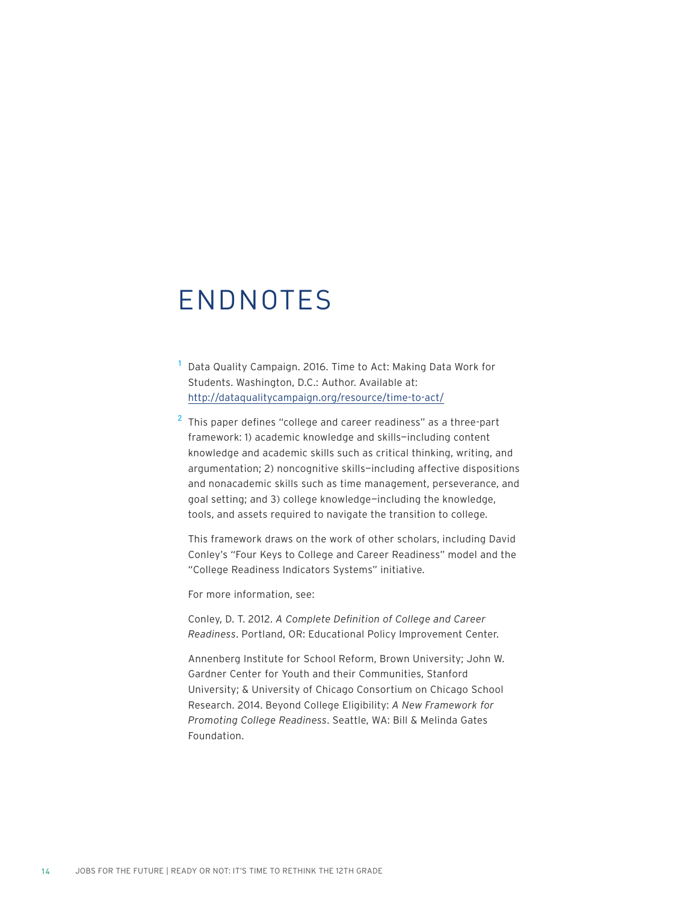# ENDNOTES

[1] Data Quality Campaign. 2016. Time to Act: Making Data Work for Students. Washington, D.C.: Author. Available at: http://dataqualitycampaign.org/resource/time-to-act/

[2] This paper defines "college and career readiness" as a three-part framework: 1) academic knowledge and skills—including content knowledge and academic skills such as critical thinking, writing, and argumentation; 2) noncognitive skills—including affective dispositions and nonacademic skills such as time management, perseverance, and goal setting; and 3) college knowledge—including the knowledge, tools, and assets required to navigate the transition to college.

This framework draws on the work of other scholars, including David Conley's "Four Keys to College and Career Readiness" model and the "College Readiness Indicators Systems" initiative.

For more information, see:

Conley, D. T. 2012. *A Complete Definition of College and Career Readiness*. Portland, OR: Educational Policy Improvement Center.

Annenberg Institute for School Reform, Brown University; John W. Gardner Center for Youth and their Communities, Stanford University; & University of Chicago Consortium on Chicago School Research. 2014. Beyond College Eligibility: *A New Framework for Promoting College Readiness*. Seattle, WA: Bill & Melinda Gates Foundation.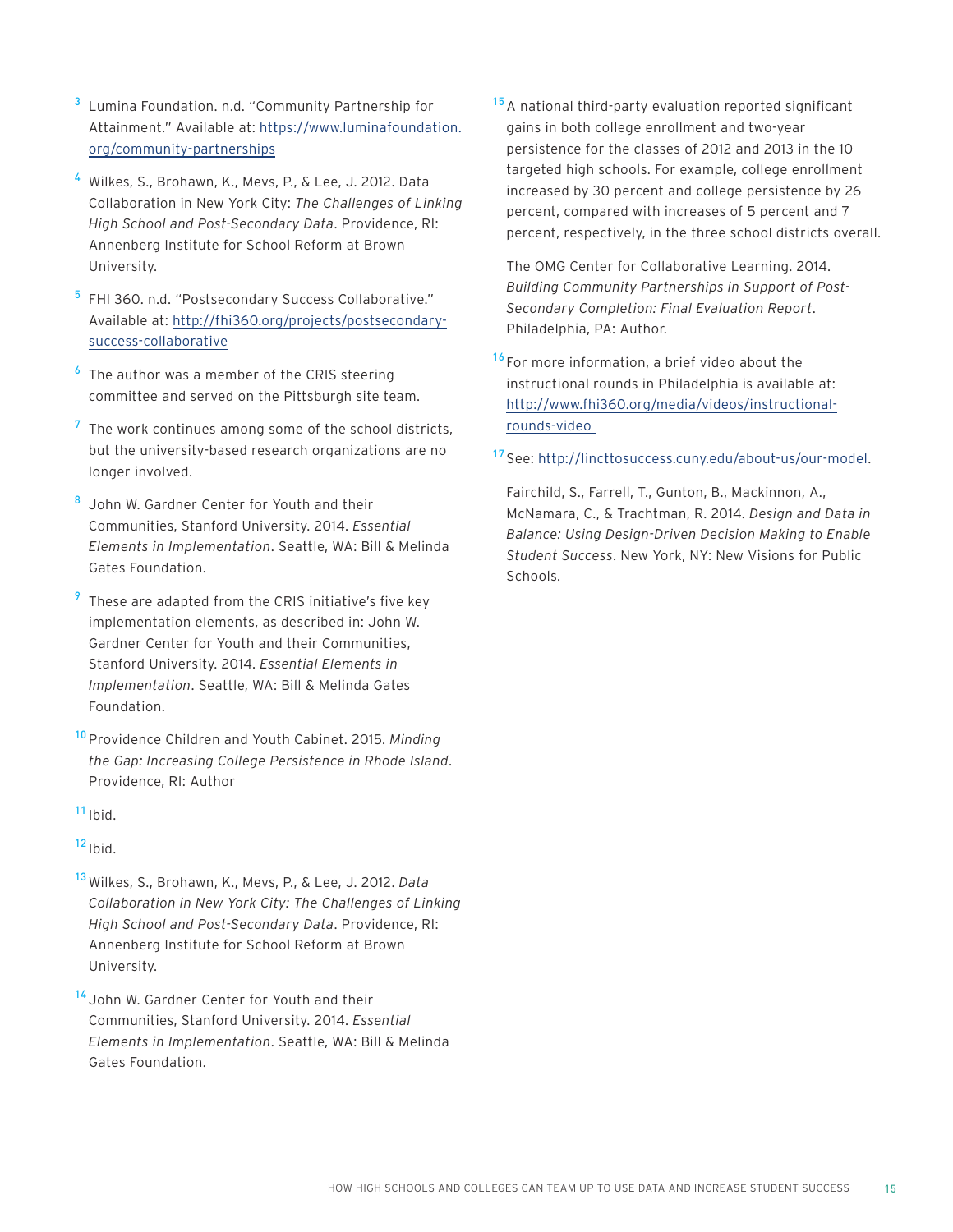[3] Lumina Foundation. n.d. "Community Partnership for Attainment." Available at: https://www.luminafoundation.org/community-partnerships

[4] Wilkes, S., Brohawn, K., Mevs, P., & Lee, J. 2012. Data Collaboration in New York City: *The Challenges of Linking High School and Post-Secondary Data*. Providence, RI: Annenberg Institute for School Reform at Brown University.

[5] FHI 360. n.d. "Postsecondary Success Collaborative." Available at: http://fhi360.org/projects/postsecondary-success-collaborative

[6] The author was a member of the CRIS steering committee and served on the Pittsburgh site team.

[7] The work continues among some of the school districts, but the university-based research organizations are no longer involved.

[8] John W. Gardner Center for Youth and their Communities, Stanford University. 2014. *Essential Elements in Implementation*. Seattle, WA: Bill & Melinda Gates Foundation.

[9] These are adapted from the CRIS initiative's five key implementation elements, as described in: John W. Gardner Center for Youth and their Communities, Stanford University. 2014. *Essential Elements in Implementation*. Seattle, WA: Bill & Melinda Gates Foundation.

[10] Providence Children and Youth Cabinet. 2015. *Minding the Gap: Increasing College Persistence in Rhode Island*. Providence, RI: Author

[11] Ibid.

[12] Ibid.

[13] Wilkes, S., Brohawn, K., Mevs, P., & Lee, J. 2012. *Data Collaboration in New York City: The Challenges of Linking High School and Post-Secondary Data*. Providence, RI: Annenberg Institute for School Reform at Brown University.

[14] John W. Gardner Center for Youth and their Communities, Stanford University. 2014. *Essential Elements in Implementation*. Seattle, WA: Bill & Melinda Gates Foundation.

[15] A national third-party evaluation reported significant gains in both college enrollment and two-year persistence for the classes of 2012 and 2013 in the 10 targeted high schools. For example, college enrollment increased by 30 percent and college persistence by 26 percent, compared with increases of 5 percent and 7 percent, respectively, in the three school districts overall.

The OMG Center for Collaborative Learning. 2014. *Building Community Partnerships in Support of Post-Secondary Completion: Final Evaluation Report*. Philadelphia, PA: Author.

[16] For more information, a brief video about the instructional rounds in Philadelphia is available at: http://www.fhi360.org/media/videos/instructional-rounds-video

[17] See: http://lincttosuccess.cuny.edu/about-us/our-model.

Fairchild, S., Farrell, T., Gunton, B., Mackinnon, A., McNamara, C., & Trachtman, R. 2014. *Design and Data in Balance: Using Design-Driven Decision Making to Enable Student Success*. New York, NY: New Visions for Public Schools.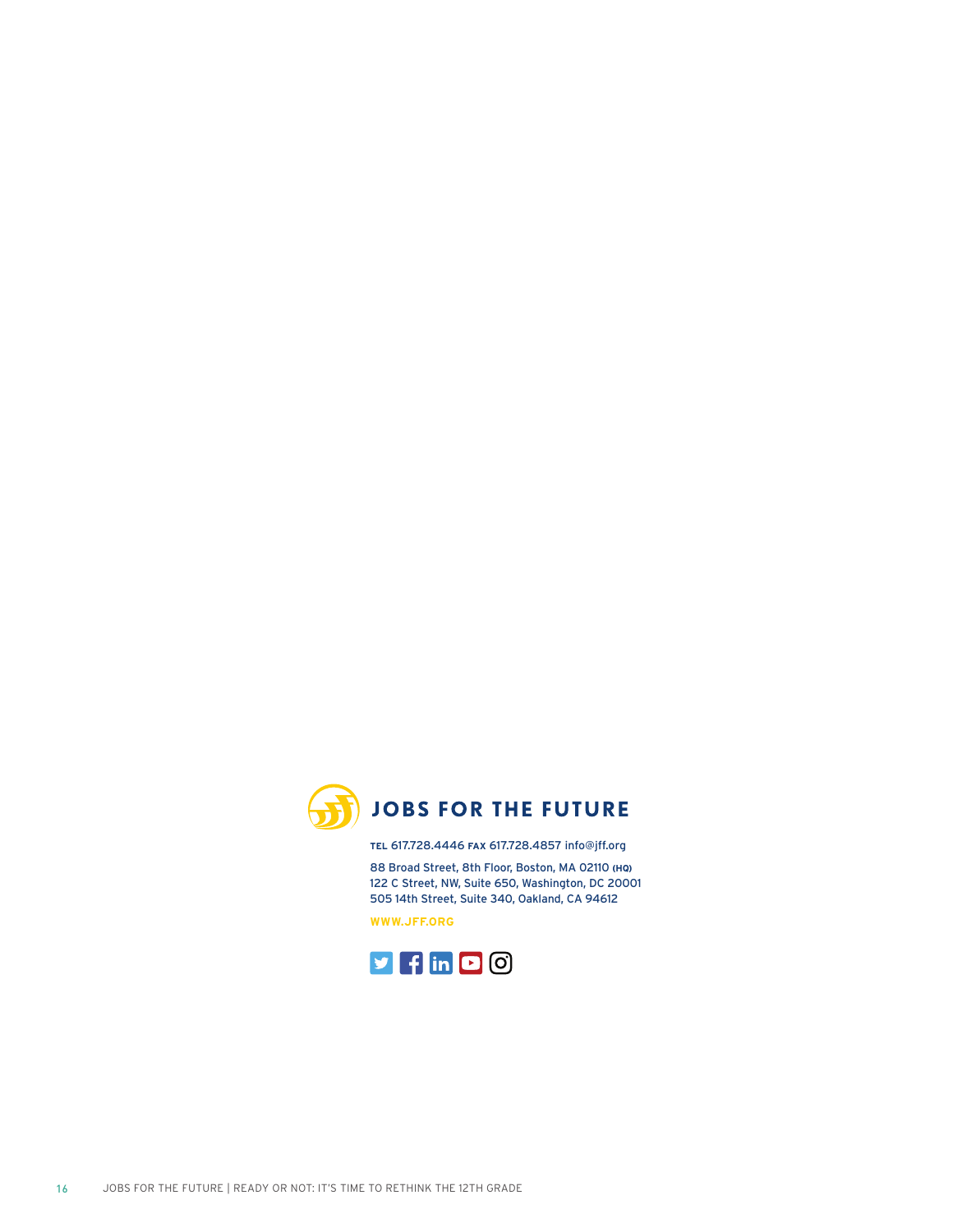**JOBS FOR THE FUTURE**

**TEL** 617.728.4446 **FAX** 617.728.4857 info@jff.org

88 Broad Street, 8th Floor, Boston, MA 02110 **(HQ)**
122 C Street, NW, Suite 650, Washington, DC 20001
505 14th Street, Suite 340, Oakland, CA 94612

**WWW.JFF.ORG**